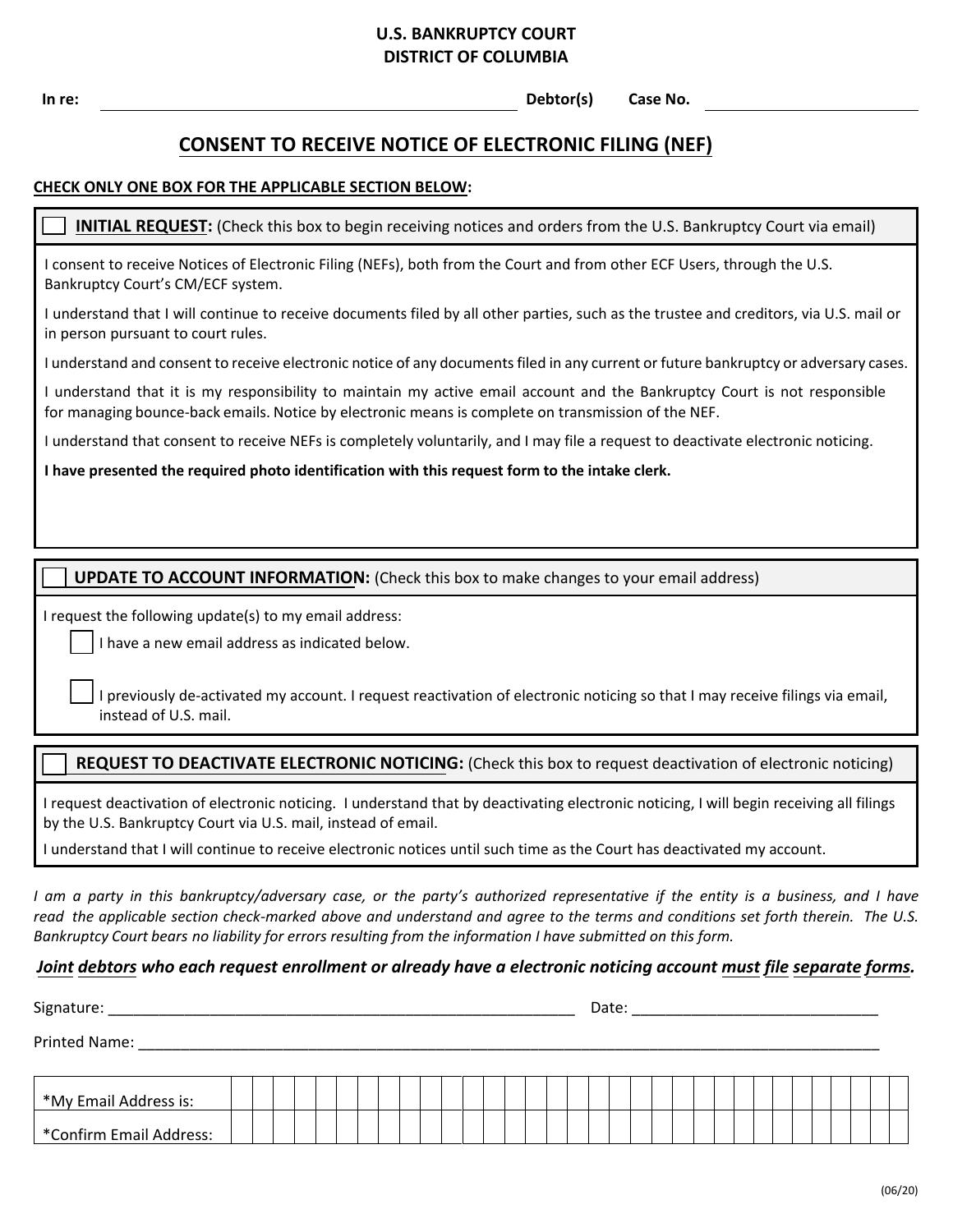**U.S. BANKRUPTCY COURT**
**DISTRICT OF COLUMBIA**

**In re:** ______________________________ **Debtor(s)** **Case No.** ____________________

# CONSENT TO RECEIVE NOTICE OF ELECTRONIC FILING (NEF)

**CHECK ONLY ONE BOX FOR THE APPLICABLE SECTION BELOW:**

☐ **INITIAL REQUEST:** (Check this box to begin receiving notices and orders from the U.S. Bankruptcy Court via email)

I consent to receive Notices of Electronic Filing (NEFs), both from the Court and from other ECF Users, through the U.S. Bankruptcy Court's CM/ECF system.

I understand that I will continue to receive documents filed by all other parties, such as the trustee and creditors, via U.S. mail or in person pursuant to court rules.

I understand and consent to receive electronic notice of any documents filed in any current or future bankruptcy or adversary cases.

I understand that it is my responsibility to maintain my active email account and the Bankruptcy Court is not responsible for managing bounce-back emails. Notice by electronic means is complete on transmission of the NEF.

I understand that consent to receive NEFs is completely voluntarily, and I may file a request to deactivate electronic noticing.

**I have presented the required photo identification with this request form to the intake clerk.**

☐ **UPDATE TO ACCOUNT INFORMATION:** (Check this box to make changes to your email address)

I request the following update(s) to my email address:

☐ I have a new email address as indicated below.

☐ I previously de-activated my account. I request reactivation of electronic noticing so that I may receive filings via email, instead of U.S. mail.

☐ **REQUEST TO DEACTIVATE ELECTRONIC NOTICING:** (Check this box to request deactivation of electronic noticing)

I request deactivation of electronic noticing. I understand that by deactivating electronic noticing, I will begin receiving all filings by the U.S. Bankruptcy Court via U.S. mail, instead of email.

I understand that I will continue to receive electronic notices until such time as the Court has deactivated my account.

*I am a party in this bankruptcy/adversary case, or the party's authorized representative if the entity is a business, and I have read the applicable section check-marked above and understand and agree to the terms and conditions set forth therein. The U.S. Bankruptcy Court bears no liability for errors resulting from the information I have submitted on this form.*

***Joint debtors who each request enrollment or already have a electronic noticing account must file separate forms.***

Signature: ______________________________ Date: ____________________

Printed Name: ______________________________________________

| *My Email Address is: | |
|---|---|
| *Confirm Email Address: | |

(06/20)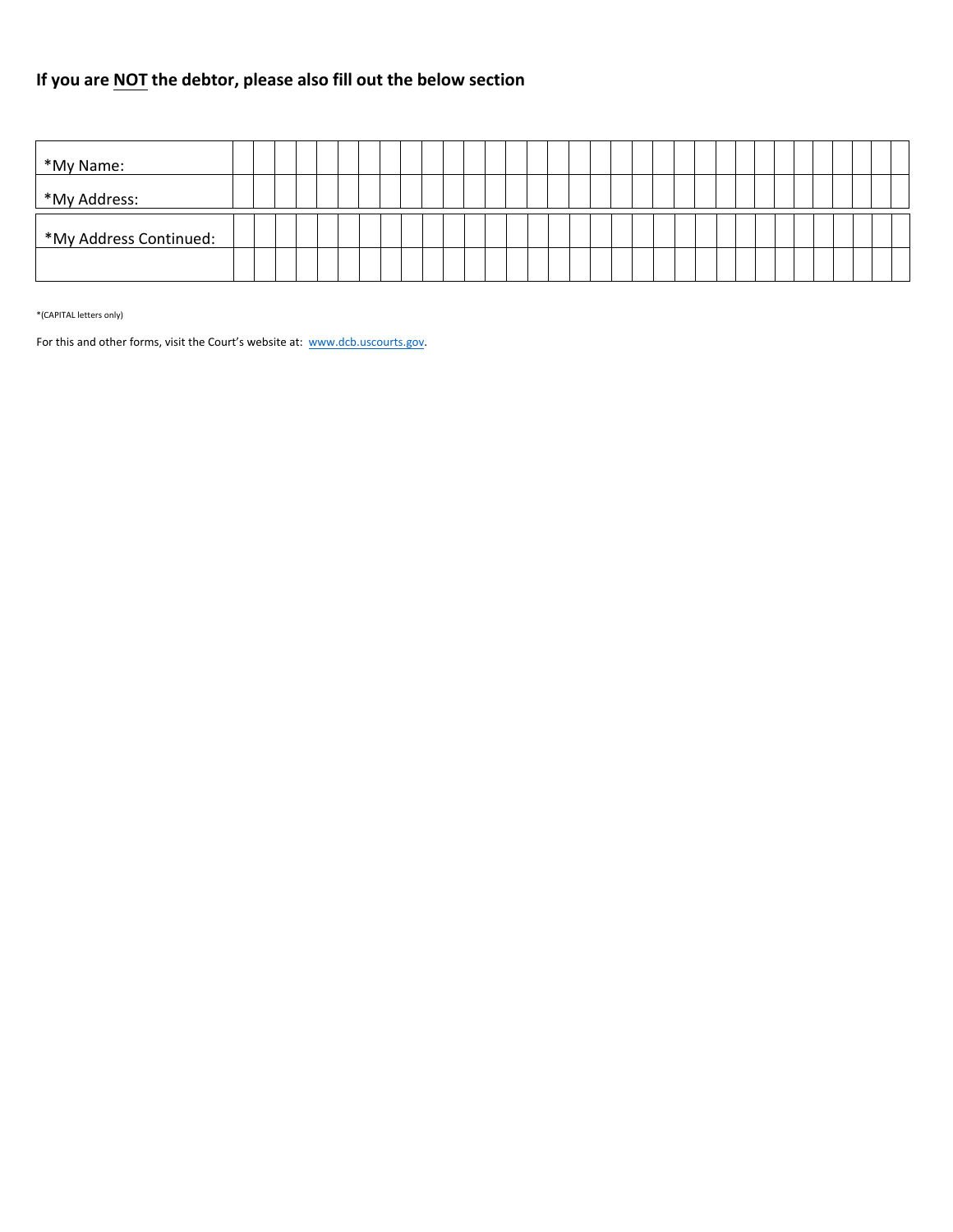**If you are NOT the debtor, please also fill out the below section**

| | |
|---|---|
| *My Name: | |
| *My Address: | |
| *My Address Continued: | |
| | |

*(CAPITAL letters only)

For this and other forms, visit the Court's website at: [www.dcb.uscourts.gov](http://www.dcb.uscourts.gov).